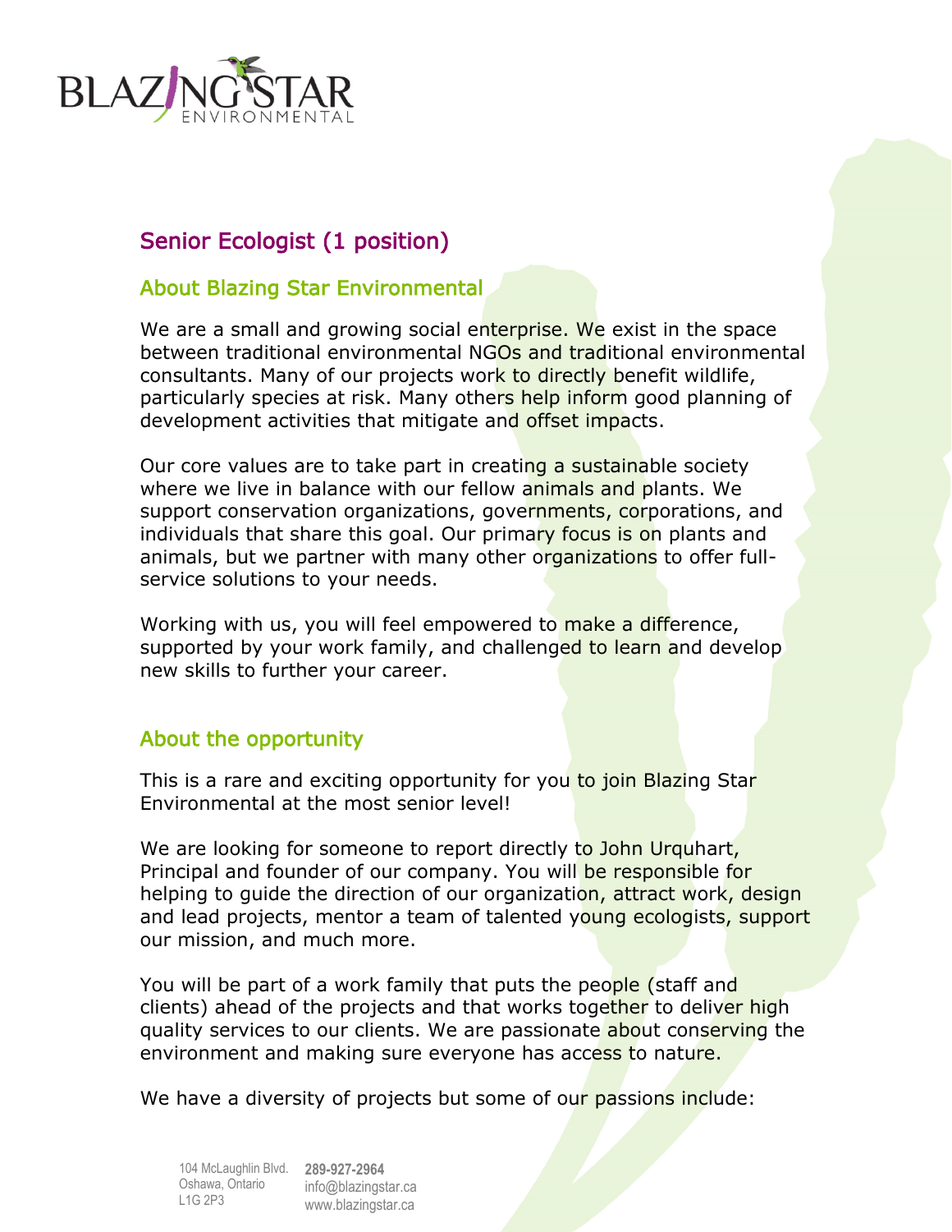# Senior Ecologist (1 position)

## About Blazing Star Environmental

We are a small and growing social enterprise. We exist in the space between traditional environmental NGOs and traditional environmental consultants. Many of our projects work to directly benefit wildlife, particularly species at risk. Many others help inform good planning of development activities that mitigate and offset impacts.

Our core values are to take part in creating a sustainable society where we live in balance with our fellow animals and plants. We support conservation organizations, governments, corporations, and individuals that share this goal. Our primary focus is on plants and animals, but we partner with many other organizations to offer full-service solutions to your needs.

Working with us, you will feel empowered to make a difference, supported by your work family, and challenged to learn and develop new skills to further your career.

## About the opportunity

This is a rare and exciting opportunity for you to join Blazing Star Environmental at the most senior level!

We are looking for someone to report directly to John Urquhart, Principal and founder of our company. You will be responsible for helping to guide the direction of our organization, attract work, design and lead projects, mentor a team of talented young ecologists, support our mission, and much more.

You will be part of a work family that puts the people (staff and clients) ahead of the projects and that works together to deliver high quality services to our clients. We are passionate about conserving the environment and making sure everyone has access to nature.

We have a diversity of projects but some of our passions include: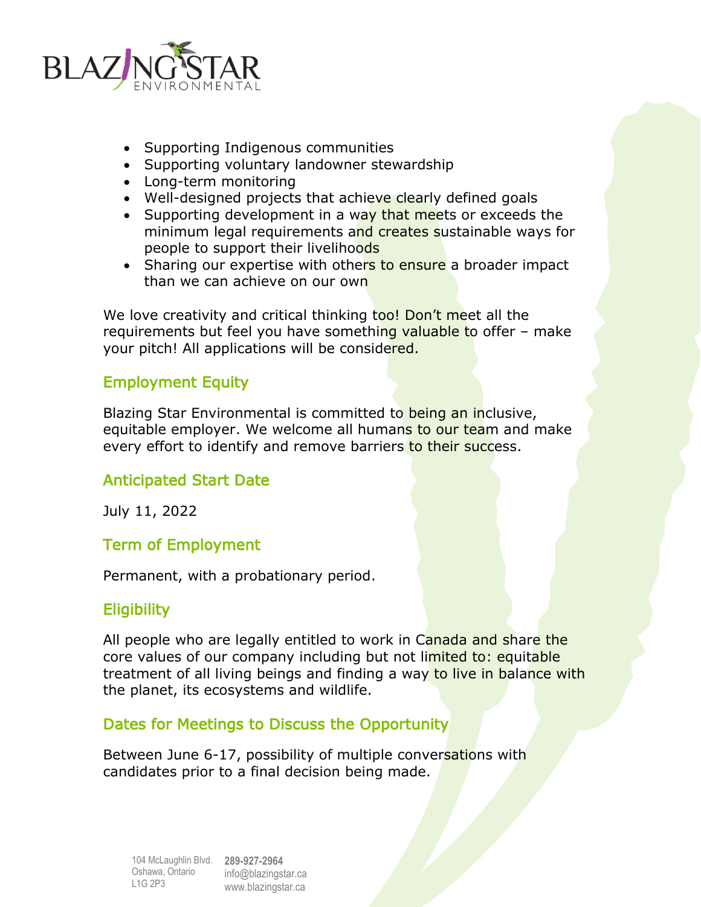- Supporting Indigenous communities
- Supporting voluntary landowner stewardship
- Long-term monitoring
- Well-designed projects that achieve clearly defined goals
- Supporting development in a way that meets or exceeds the minimum legal requirements and creates sustainable ways for people to support their livelihoods
- Sharing our expertise with others to ensure a broader impact than we can achieve on our own

We love creativity and critical thinking too! Don't meet all the requirements but feel you have something valuable to offer – make your pitch! All applications will be considered.

## Employment Equity

Blazing Star Environmental is committed to being an inclusive, equitable employer. We welcome all humans to our team and make every effort to identify and remove barriers to their success.

## Anticipated Start Date

July 11, 2022

## Term of Employment

Permanent, with a probationary period.

## Eligibility

All people who are legally entitled to work in Canada and share the core values of our company including but not limited to: equitable treatment of all living beings and finding a way to live in balance with the planet, its ecosystems and wildlife.

## Dates for Meetings to Discuss the Opportunity

Between June 6-17, possibility of multiple conversations with candidates prior to a final decision being made.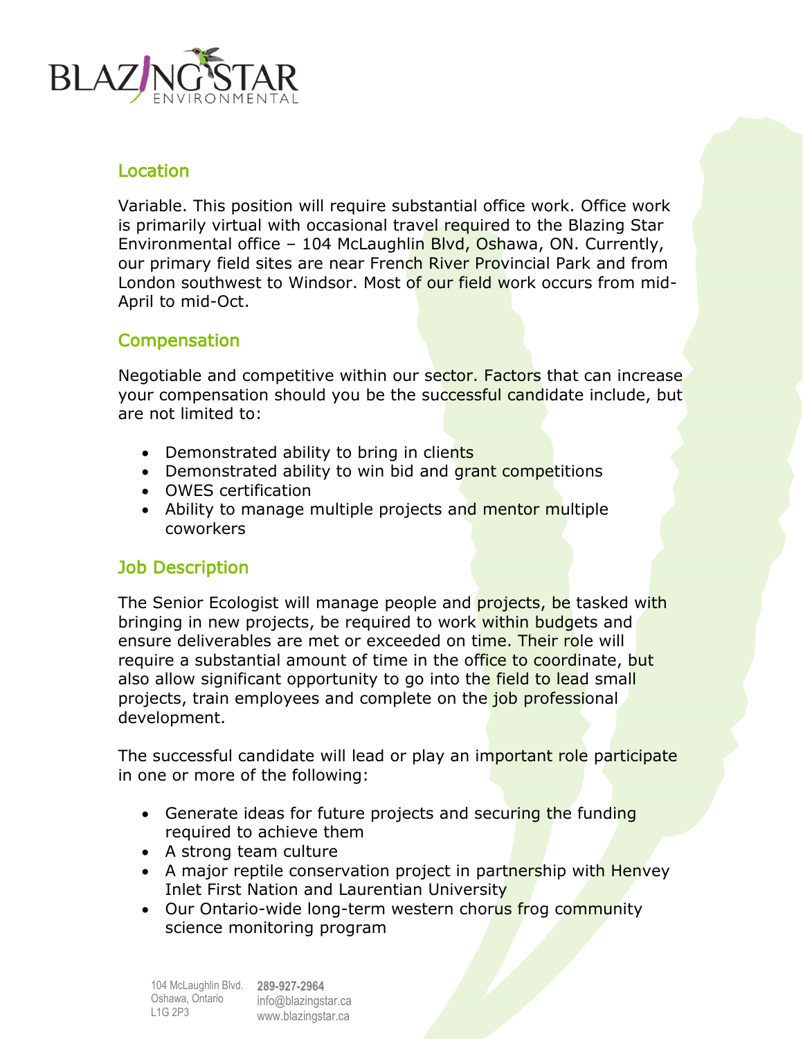## Location

Variable. This position will require substantial office work. Office work is primarily virtual with occasional travel required to the Blazing Star Environmental office – 104 McLaughlin Blvd, Oshawa, ON. Currently, our primary field sites are near French River Provincial Park and from London southwest to Windsor. Most of our field work occurs from mid-April to mid-Oct.

## Compensation

Negotiable and competitive within our sector. Factors that can increase your compensation should you be the successful candidate include, but are not limited to:

- Demonstrated ability to bring in clients
- Demonstrated ability to win bid and grant competitions
- OWES certification
- Ability to manage multiple projects and mentor multiple coworkers

## Job Description

The Senior Ecologist will manage people and projects, be tasked with bringing in new projects, be required to work within budgets and ensure deliverables are met or exceeded on time. Their role will require a substantial amount of time in the office to coordinate, but also allow significant opportunity to go into the field to lead small projects, train employees and complete on the job professional development.

The successful candidate will lead or play an important role participate in one or more of the following:

- Generate ideas for future projects and securing the funding required to achieve them
- A strong team culture
- A major reptile conservation project in partnership with Henvey Inlet First Nation and Laurentian University
- Our Ontario-wide long-term western chorus frog community science monitoring program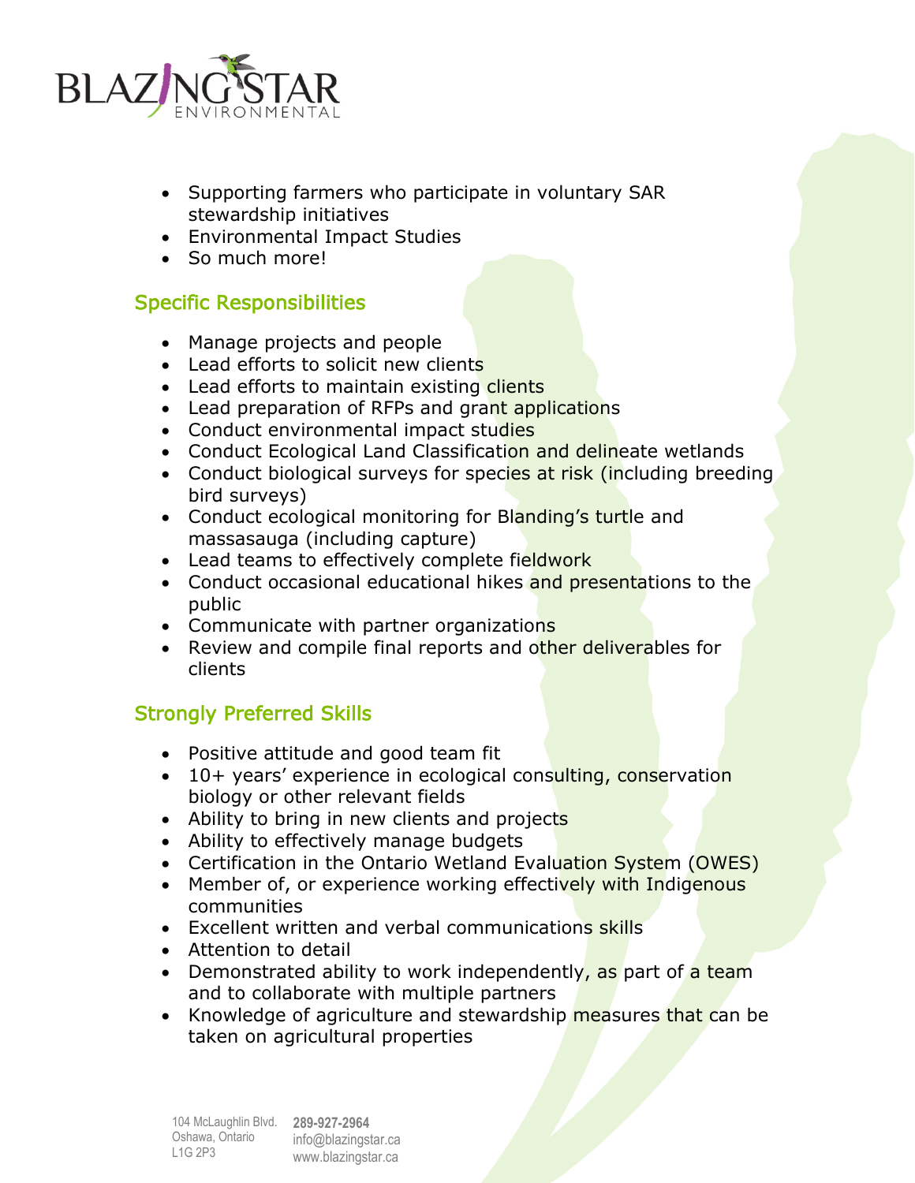- Supporting farmers who participate in voluntary SAR stewardship initiatives
- Environmental Impact Studies
- So much more!

## Specific Responsibilities

- Manage projects and people
- Lead efforts to solicit new clients
- Lead efforts to maintain existing clients
- Lead preparation of RFPs and grant applications
- Conduct environmental impact studies
- Conduct Ecological Land Classification and delineate wetlands
- Conduct biological surveys for species at risk (including breeding bird surveys)
- Conduct ecological monitoring for Blanding's turtle and massasauga (including capture)
- Lead teams to effectively complete fieldwork
- Conduct occasional educational hikes and presentations to the public
- Communicate with partner organizations
- Review and compile final reports and other deliverables for clients

## Strongly Preferred Skills

- Positive attitude and good team fit
- 10+ years' experience in ecological consulting, conservation biology or other relevant fields
- Ability to bring in new clients and projects
- Ability to effectively manage budgets
- Certification in the Ontario Wetland Evaluation System (OWES)
- Member of, or experience working effectively with Indigenous communities
- Excellent written and verbal communications skills
- Attention to detail
- Demonstrated ability to work independently, as part of a team and to collaborate with multiple partners
- Knowledge of agriculture and stewardship measures that can be taken on agricultural properties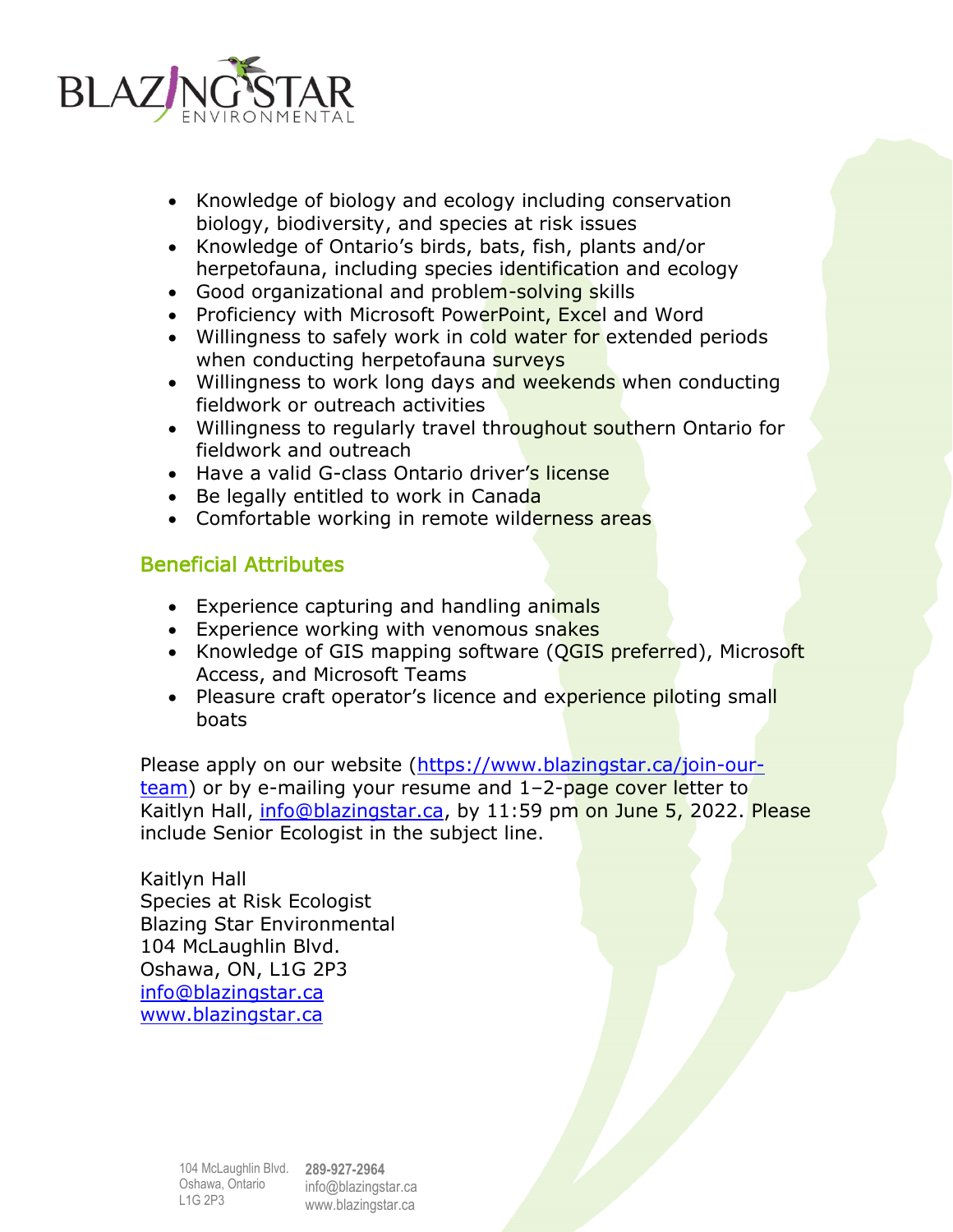- Knowledge of biology and ecology including conservation biology, biodiversity, and species at risk issues
- Knowledge of Ontario's birds, bats, fish, plants and/or herpetofauna, including species identification and ecology
- Good organizational and problem-solving skills
- Proficiency with Microsoft PowerPoint, Excel and Word
- Willingness to safely work in cold water for extended periods when conducting herpetofauna surveys
- Willingness to work long days and weekends when conducting fieldwork or outreach activities
- Willingness to regularly travel throughout southern Ontario for fieldwork and outreach
- Have a valid G-class Ontario driver's license
- Be legally entitled to work in Canada
- Comfortable working in remote wilderness areas

## Beneficial Attributes

- Experience capturing and handling animals
- Experience working with venomous snakes
- Knowledge of GIS mapping software (QGIS preferred), Microsoft Access, and Microsoft Teams
- Pleasure craft operator's licence and experience piloting small boats

Please apply on our website (https://www.blazingstar.ca/join-our-team) or by e-mailing your resume and 1–2-page cover letter to Kaitlyn Hall, info@blazingstar.ca, by 11:59 pm on June 5, 2022. Please include Senior Ecologist in the subject line.

Kaitlyn Hall
Species at Risk Ecologist
Blazing Star Environmental
104 McLaughlin Blvd.
Oshawa, ON, L1G 2P3
info@blazingstar.ca
www.blazingstar.ca